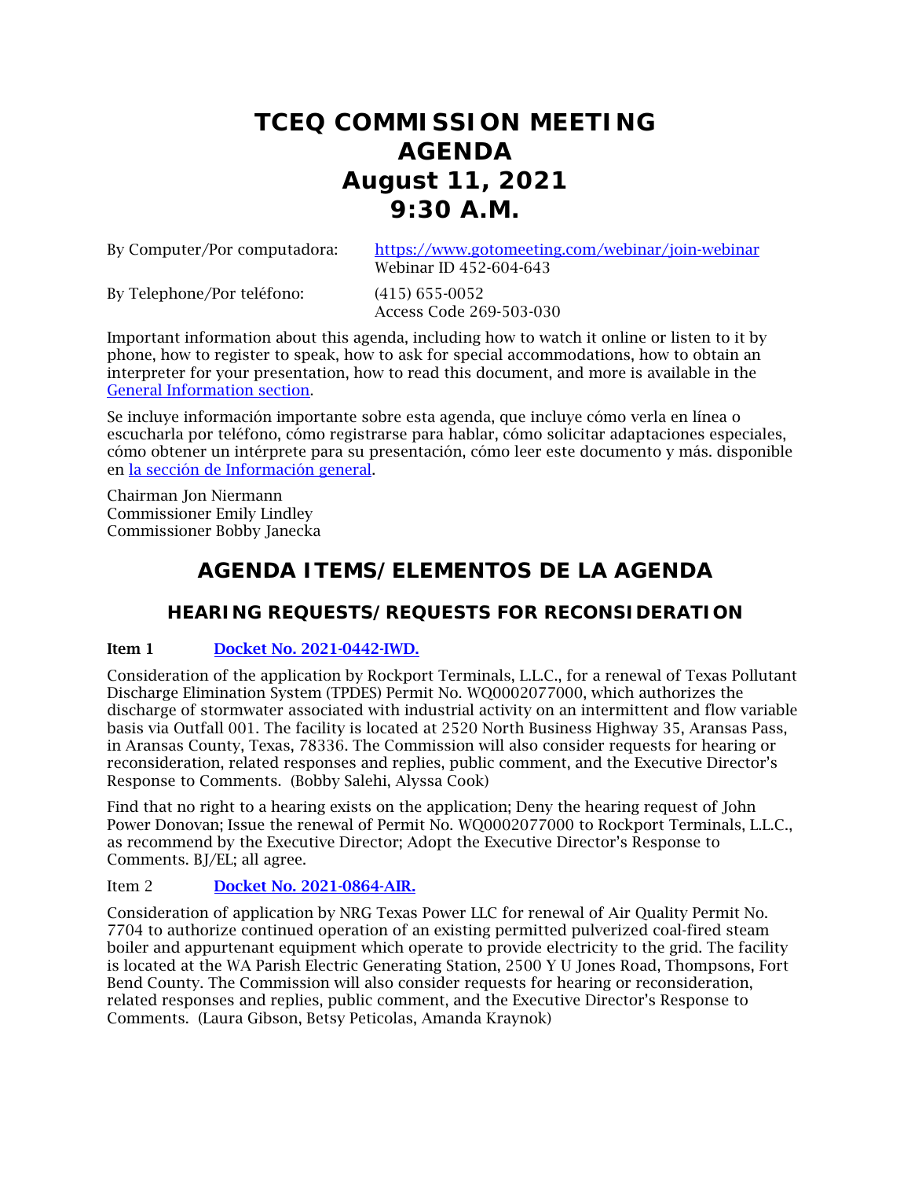# TCEQ COMMISSION MEETING AGENDA August 11, 2021 9:30 A.M.

| | |
|---|---|
| By Computer/Por computadora: | [https://www.gotomeeting.com/webinar/join-webinar](https://www.gotomeeting.com/webinar/join-webinar) Webinar ID 452-604-643 |
| By Telephone/Por teléfono: | (415) 655-0052 Access Code 269-503-030 |

Important information about this agenda, including how to watch it online or listen to it by phone, how to register to speak, how to ask for special accommodations, how to obtain an interpreter for your presentation, how to read this document, and more is available in the [General Information section](#).

Se incluye información importante sobre esta agenda, que incluye cómo verla en línea o escucharla por teléfono, cómo registrarse para hablar, cómo solicitar adaptaciones especiales, cómo obtener un intérprete para su presentación, cómo leer este documento y más. disponible en [la sección de Información general](#).

Chairman Jon Niermann
Commissioner Emily Lindley
Commissioner Bobby Janecka

## AGENDA ITEMS/ELEMENTOS DE LA AGENDA

### HEARING REQUESTS/REQUESTS FOR RECONSIDERATION

**Item 1** [Docket No. 2021-0442-IWD.](#)

Consideration of the application by Rockport Terminals, L.L.C., for a renewal of Texas Pollutant Discharge Elimination System (TPDES) Permit No. WQ0002077000, which authorizes the discharge of stormwater associated with industrial activity on an intermittent and flow variable basis via Outfall 001. The facility is located at 2520 North Business Highway 35, Aransas Pass, in Aransas County, Texas, 78336. The Commission will also consider requests for hearing or reconsideration, related responses and replies, public comment, and the Executive Director's Response to Comments. (Bobby Salehi, Alyssa Cook)

Find that no right to a hearing exists on the application; Deny the hearing request of John Power Donovan; Issue the renewal of Permit No. WQ0002077000 to Rockport Terminals, L.L.C., as recommend by the Executive Director; Adopt the Executive Director's Response to Comments. BJ/EL; all agree.

Item 2 [Docket No. 2021-0864-AIR.](#)

Consideration of application by NRG Texas Power LLC for renewal of Air Quality Permit No. 7704 to authorize continued operation of an existing permitted pulverized coal-fired steam boiler and appurtenant equipment which operate to provide electricity to the grid. The facility is located at the WA Parish Electric Generating Station, 2500 Y U Jones Road, Thompsons, Fort Bend County. The Commission will also consider requests for hearing or reconsideration, related responses and replies, public comment, and the Executive Director's Response to Comments. (Laura Gibson, Betsy Peticolas, Amanda Kraynok)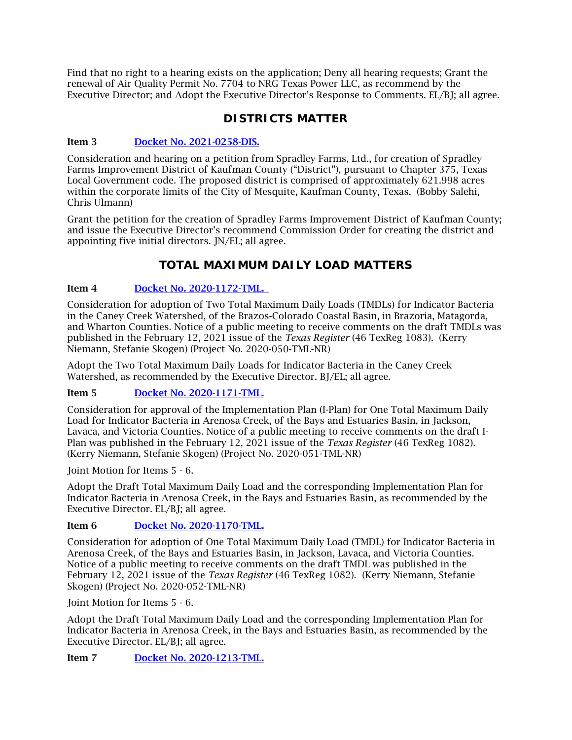Find that no right to a hearing exists on the application; Deny all hearing requests; Grant the renewal of Air Quality Permit No. 7704 to NRG Texas Power LLC, as recommend by the Executive Director; and Adopt the Executive Director's Response to Comments. EL/BJ; all agree.

## DISTRICTS MATTER

**Item 3** [Docket No. 2021-0258-DIS.]

Consideration and hearing on a petition from Spradley Farms, Ltd., for creation of Spradley Farms Improvement District of Kaufman County ("District"), pursuant to Chapter 375, Texas Local Government code. The proposed district is comprised of approximately 621.998 acres within the corporate limits of the City of Mesquite, Kaufman County, Texas. (Bobby Salehi, Chris Ulmann)

Grant the petition for the creation of Spradley Farms Improvement District of Kaufman County; and issue the Executive Director's recommend Commission Order for creating the district and appointing five initial directors. JN/EL; all agree.

## TOTAL MAXIMUM DAILY LOAD MATTERS

**Item 4** [Docket No. 2020-1172-TML.]

Consideration for adoption of Two Total Maximum Daily Loads (TMDLs) for Indicator Bacteria in the Caney Creek Watershed, of the Brazos-Colorado Coastal Basin, in Brazoria, Matagorda, and Wharton Counties. Notice of a public meeting to receive comments on the draft TMDLs was published in the February 12, 2021 issue of the *Texas Register* (46 TexReg 1083). (Kerry Niemann, Stefanie Skogen) (Project No. 2020-050-TML-NR)

Adopt the Two Total Maximum Daily Loads for Indicator Bacteria in the Caney Creek Watershed, as recommended by the Executive Director. BJ/EL; all agree.

**Item 5** [Docket No. 2020-1171-TML.]

Consideration for approval of the Implementation Plan (I-Plan) for One Total Maximum Daily Load for Indicator Bacteria in Arenosa Creek, of the Bays and Estuaries Basin, in Jackson, Lavaca, and Victoria Counties. Notice of a public meeting to receive comments on the draft I-Plan was published in the February 12, 2021 issue of the *Texas Register* (46 TexReg 1082). (Kerry Niemann, Stefanie Skogen) (Project No. 2020-051-TML-NR)

Joint Motion for Items 5 - 6.

Adopt the Draft Total Maximum Daily Load and the corresponding Implementation Plan for Indicator Bacteria in Arenosa Creek, in the Bays and Estuaries Basin, as recommended by the Executive Director. EL/BJ; all agree.

**Item 6** [Docket No. 2020-1170-TML.]

Consideration for adoption of One Total Maximum Daily Load (TMDL) for Indicator Bacteria in Arenosa Creek, of the Bays and Estuaries Basin, in Jackson, Lavaca, and Victoria Counties. Notice of a public meeting to receive comments on the draft TMDL was published in the February 12, 2021 issue of the *Texas Register* (46 TexReg 1082). (Kerry Niemann, Stefanie Skogen) (Project No. 2020-052-TML-NR)

Joint Motion for Items 5 - 6.

Adopt the Draft Total Maximum Daily Load and the corresponding Implementation Plan for Indicator Bacteria in Arenosa Creek, in the Bays and Estuaries Basin, as recommended by the Executive Director. EL/BJ; all agree.

**Item 7** [Docket No. 2020-1213-TML.]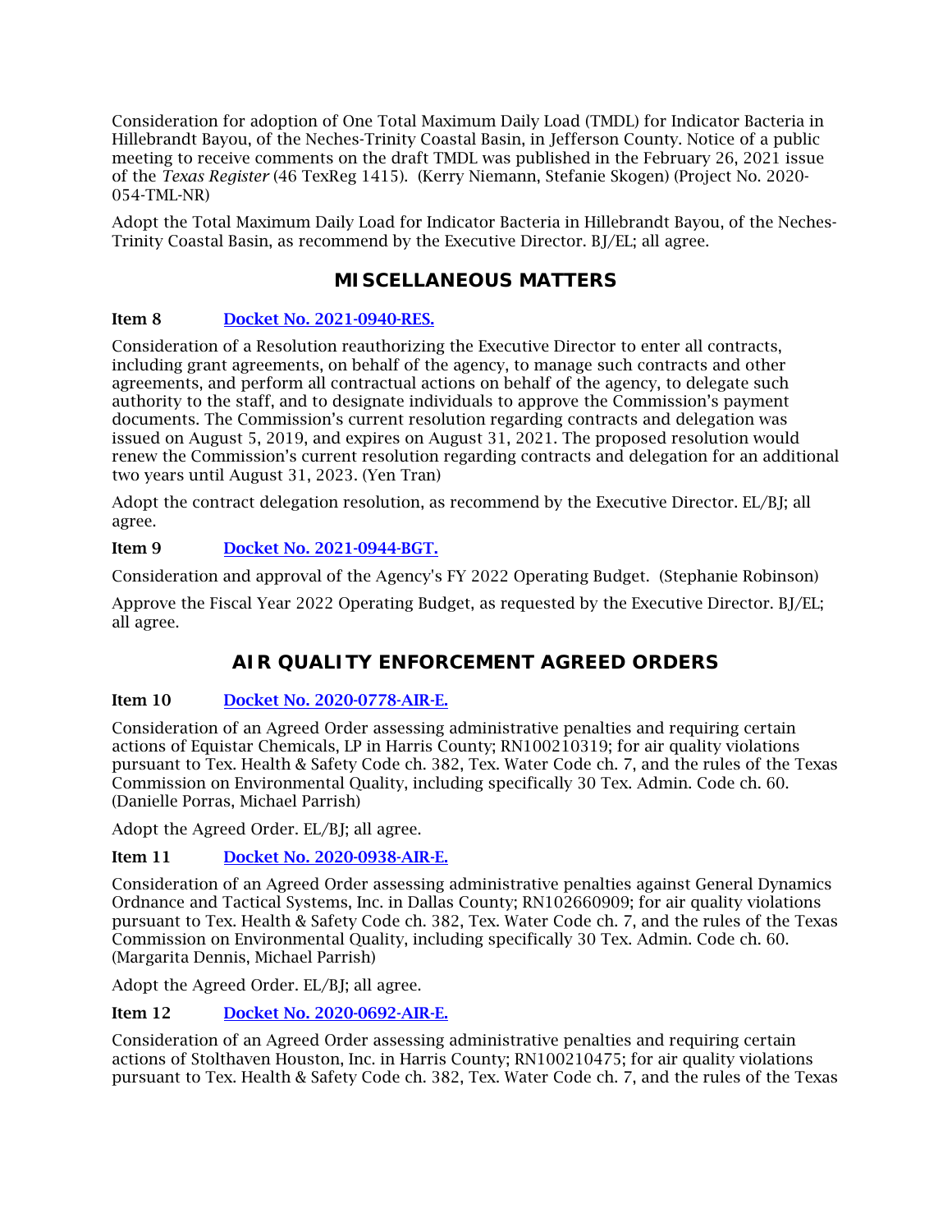Consideration for adoption of One Total Maximum Daily Load (TMDL) for Indicator Bacteria in Hillebrandt Bayou, of the Neches-Trinity Coastal Basin, in Jefferson County. Notice of a public meeting to receive comments on the draft TMDL was published in the February 26, 2021 issue of the *Texas Register* (46 TexReg 1415). (Kerry Niemann, Stefanie Skogen) (Project No. 2020-054-TML-NR)

Adopt the Total Maximum Daily Load for Indicator Bacteria in Hillebrandt Bayou, of the Neches-Trinity Coastal Basin, as recommend by the Executive Director. BJ/EL; all agree.

## MISCELLANEOUS MATTERS

**Item 8** [Docket No. 2021-0940-RES.]

Consideration of a Resolution reauthorizing the Executive Director to enter all contracts, including grant agreements, on behalf of the agency, to manage such contracts and other agreements, and perform all contractual actions on behalf of the agency, to delegate such authority to the staff, and to designate individuals to approve the Commission's payment documents. The Commission's current resolution regarding contracts and delegation was issued on August 5, 2019, and expires on August 31, 2021. The proposed resolution would renew the Commission's current resolution regarding contracts and delegation for an additional two years until August 31, 2023. (Yen Tran)

Adopt the contract delegation resolution, as recommend by the Executive Director. EL/BJ; all agree.

**Item 9** [Docket No. 2021-0944-BGT.]

Consideration and approval of the Agency's FY 2022 Operating Budget. (Stephanie Robinson)

Approve the Fiscal Year 2022 Operating Budget, as requested by the Executive Director. BJ/EL; all agree.

## AIR QUALITY ENFORCEMENT AGREED ORDERS

**Item 10** [Docket No. 2020-0778-AIR-E.]

Consideration of an Agreed Order assessing administrative penalties and requiring certain actions of Equistar Chemicals, LP in Harris County; RN100210319; for air quality violations pursuant to Tex. Health & Safety Code ch. 382, Tex. Water Code ch. 7, and the rules of the Texas Commission on Environmental Quality, including specifically 30 Tex. Admin. Code ch. 60. (Danielle Porras, Michael Parrish)

Adopt the Agreed Order. EL/BJ; all agree.

**Item 11** [Docket No. 2020-0938-AIR-E.]

Consideration of an Agreed Order assessing administrative penalties against General Dynamics Ordnance and Tactical Systems, Inc. in Dallas County; RN102660909; for air quality violations pursuant to Tex. Health & Safety Code ch. 382, Tex. Water Code ch. 7, and the rules of the Texas Commission on Environmental Quality, including specifically 30 Tex. Admin. Code ch. 60. (Margarita Dennis, Michael Parrish)

Adopt the Agreed Order. EL/BJ; all agree.

**Item 12** [Docket No. 2020-0692-AIR-E.]

Consideration of an Agreed Order assessing administrative penalties and requiring certain actions of Stolthaven Houston, Inc. in Harris County; RN100210475; for air quality violations pursuant to Tex. Health & Safety Code ch. 382, Tex. Water Code ch. 7, and the rules of the Texas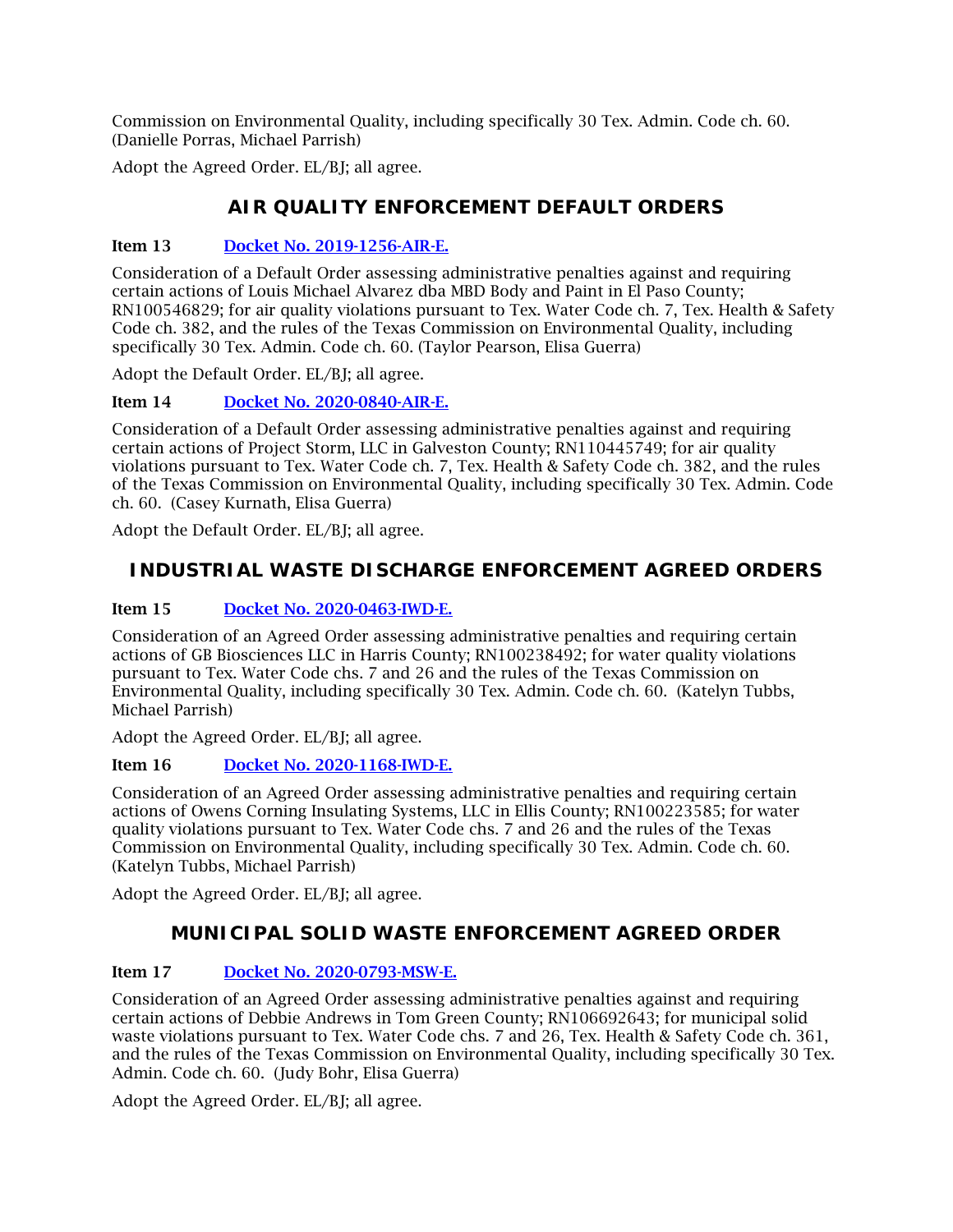Commission on Environmental Quality, including specifically 30 Tex. Admin. Code ch. 60. (Danielle Porras, Michael Parrish)

Adopt the Agreed Order. EL/BJ; all agree.

## AIR QUALITY ENFORCEMENT DEFAULT ORDERS

**Item 13** [Docket No. 2019-1256-AIR-E.]

Consideration of a Default Order assessing administrative penalties against and requiring certain actions of Louis Michael Alvarez dba MBD Body and Paint in El Paso County; RN100546829; for air quality violations pursuant to Tex. Water Code ch. 7, Tex. Health & Safety Code ch. 382, and the rules of the Texas Commission on Environmental Quality, including specifically 30 Tex. Admin. Code ch. 60. (Taylor Pearson, Elisa Guerra)

Adopt the Default Order. EL/BJ; all agree.

**Item 14** [Docket No. 2020-0840-AIR-E.]

Consideration of a Default Order assessing administrative penalties against and requiring certain actions of Project Storm, LLC in Galveston County; RN110445749; for air quality violations pursuant to Tex. Water Code ch. 7, Tex. Health & Safety Code ch. 382, and the rules of the Texas Commission on Environmental Quality, including specifically 30 Tex. Admin. Code ch. 60. (Casey Kurnath, Elisa Guerra)

Adopt the Default Order. EL/BJ; all agree.

## INDUSTRIAL WASTE DISCHARGE ENFORCEMENT AGREED ORDERS

**Item 15** [Docket No. 2020-0463-IWD-E.]

Consideration of an Agreed Order assessing administrative penalties and requiring certain actions of GB Biosciences LLC in Harris County; RN100238492; for water quality violations pursuant to Tex. Water Code chs. 7 and 26 and the rules of the Texas Commission on Environmental Quality, including specifically 30 Tex. Admin. Code ch. 60. (Katelyn Tubbs, Michael Parrish)

Adopt the Agreed Order. EL/BJ; all agree.

**Item 16** [Docket No. 2020-1168-IWD-E.]

Consideration of an Agreed Order assessing administrative penalties and requiring certain actions of Owens Corning Insulating Systems, LLC in Ellis County; RN100223585; for water quality violations pursuant to Tex. Water Code chs. 7 and 26 and the rules of the Texas Commission on Environmental Quality, including specifically 30 Tex. Admin. Code ch. 60. (Katelyn Tubbs, Michael Parrish)

Adopt the Agreed Order. EL/BJ; all agree.

## MUNICIPAL SOLID WASTE ENFORCEMENT AGREED ORDER

**Item 17** [Docket No. 2020-0793-MSW-E.]

Consideration of an Agreed Order assessing administrative penalties against and requiring certain actions of Debbie Andrews in Tom Green County; RN106692643; for municipal solid waste violations pursuant to Tex. Water Code chs. 7 and 26, Tex. Health & Safety Code ch. 361, and the rules of the Texas Commission on Environmental Quality, including specifically 30 Tex. Admin. Code ch. 60. (Judy Bohr, Elisa Guerra)

Adopt the Agreed Order. EL/BJ; all agree.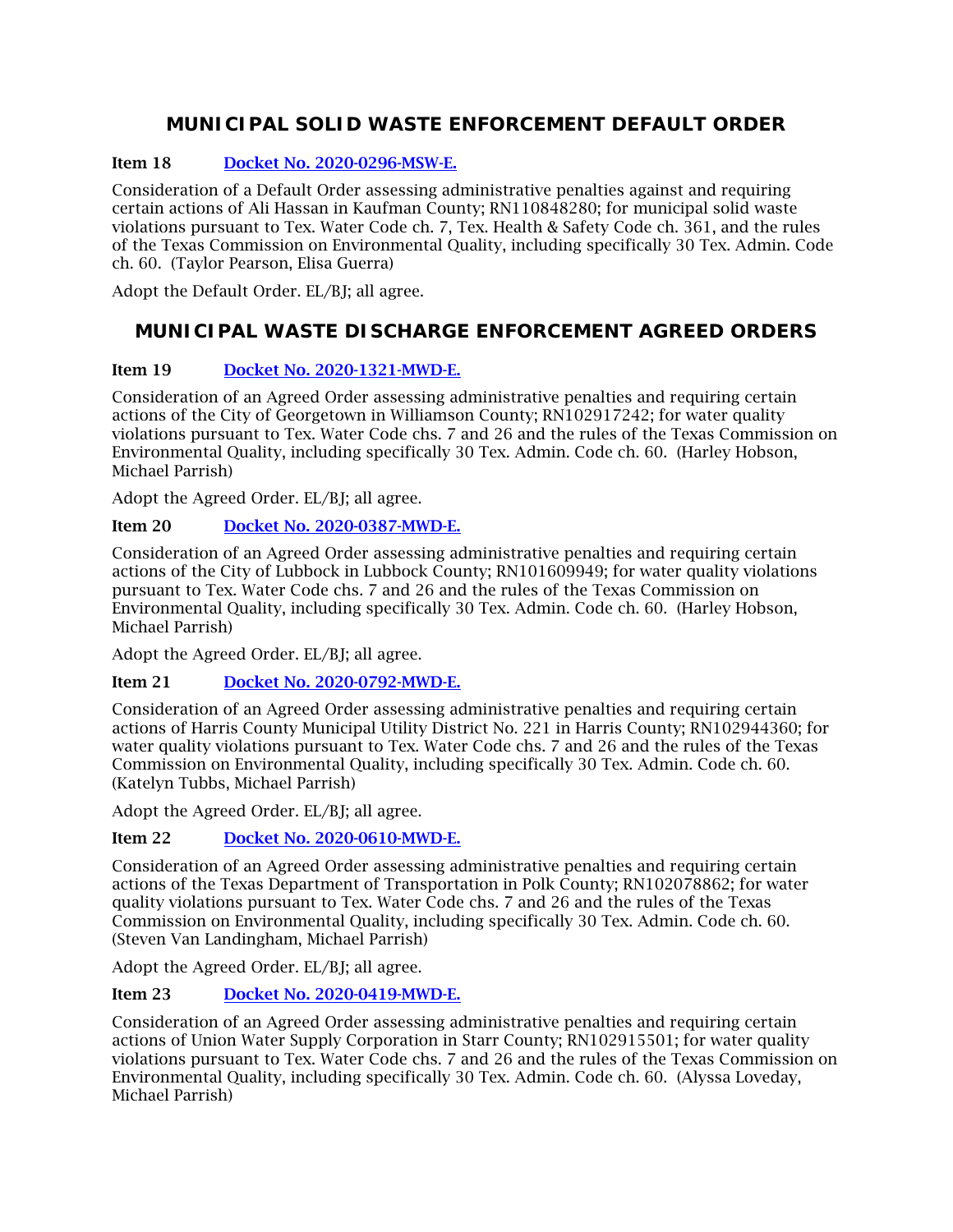## MUNICIPAL SOLID WASTE ENFORCEMENT DEFAULT ORDER

**Item 18** [Docket No. 2020-0296-MSW-E.]

Consideration of a Default Order assessing administrative penalties against and requiring certain actions of Ali Hassan in Kaufman County; RN110848280; for municipal solid waste violations pursuant to Tex. Water Code ch. 7, Tex. Health & Safety Code ch. 361, and the rules of the Texas Commission on Environmental Quality, including specifically 30 Tex. Admin. Code ch. 60. (Taylor Pearson, Elisa Guerra)

Adopt the Default Order. EL/BJ; all agree.

## MUNICIPAL WASTE DISCHARGE ENFORCEMENT AGREED ORDERS

**Item 19** [Docket No. 2020-1321-MWD-E.]

Consideration of an Agreed Order assessing administrative penalties and requiring certain actions of the City of Georgetown in Williamson County; RN102917242; for water quality violations pursuant to Tex. Water Code chs. 7 and 26 and the rules of the Texas Commission on Environmental Quality, including specifically 30 Tex. Admin. Code ch. 60. (Harley Hobson, Michael Parrish)

Adopt the Agreed Order. EL/BJ; all agree.

**Item 20** [Docket No. 2020-0387-MWD-E.]

Consideration of an Agreed Order assessing administrative penalties and requiring certain actions of the City of Lubbock in Lubbock County; RN101609949; for water quality violations pursuant to Tex. Water Code chs. 7 and 26 and the rules of the Texas Commission on Environmental Quality, including specifically 30 Tex. Admin. Code ch. 60. (Harley Hobson, Michael Parrish)

Adopt the Agreed Order. EL/BJ; all agree.

**Item 21** [Docket No. 2020-0792-MWD-E.]

Consideration of an Agreed Order assessing administrative penalties and requiring certain actions of Harris County Municipal Utility District No. 221 in Harris County; RN102944360; for water quality violations pursuant to Tex. Water Code chs. 7 and 26 and the rules of the Texas Commission on Environmental Quality, including specifically 30 Tex. Admin. Code ch. 60. (Katelyn Tubbs, Michael Parrish)

Adopt the Agreed Order. EL/BJ; all agree.

**Item 22** [Docket No. 2020-0610-MWD-E.]

Consideration of an Agreed Order assessing administrative penalties and requiring certain actions of the Texas Department of Transportation in Polk County; RN102078862; for water quality violations pursuant to Tex. Water Code chs. 7 and 26 and the rules of the Texas Commission on Environmental Quality, including specifically 30 Tex. Admin. Code ch. 60. (Steven Van Landingham, Michael Parrish)

Adopt the Agreed Order. EL/BJ; all agree.

**Item 23** [Docket No. 2020-0419-MWD-E.]

Consideration of an Agreed Order assessing administrative penalties and requiring certain actions of Union Water Supply Corporation in Starr County; RN102915501; for water quality violations pursuant to Tex. Water Code chs. 7 and 26 and the rules of the Texas Commission on Environmental Quality, including specifically 30 Tex. Admin. Code ch. 60. (Alyssa Loveday, Michael Parrish)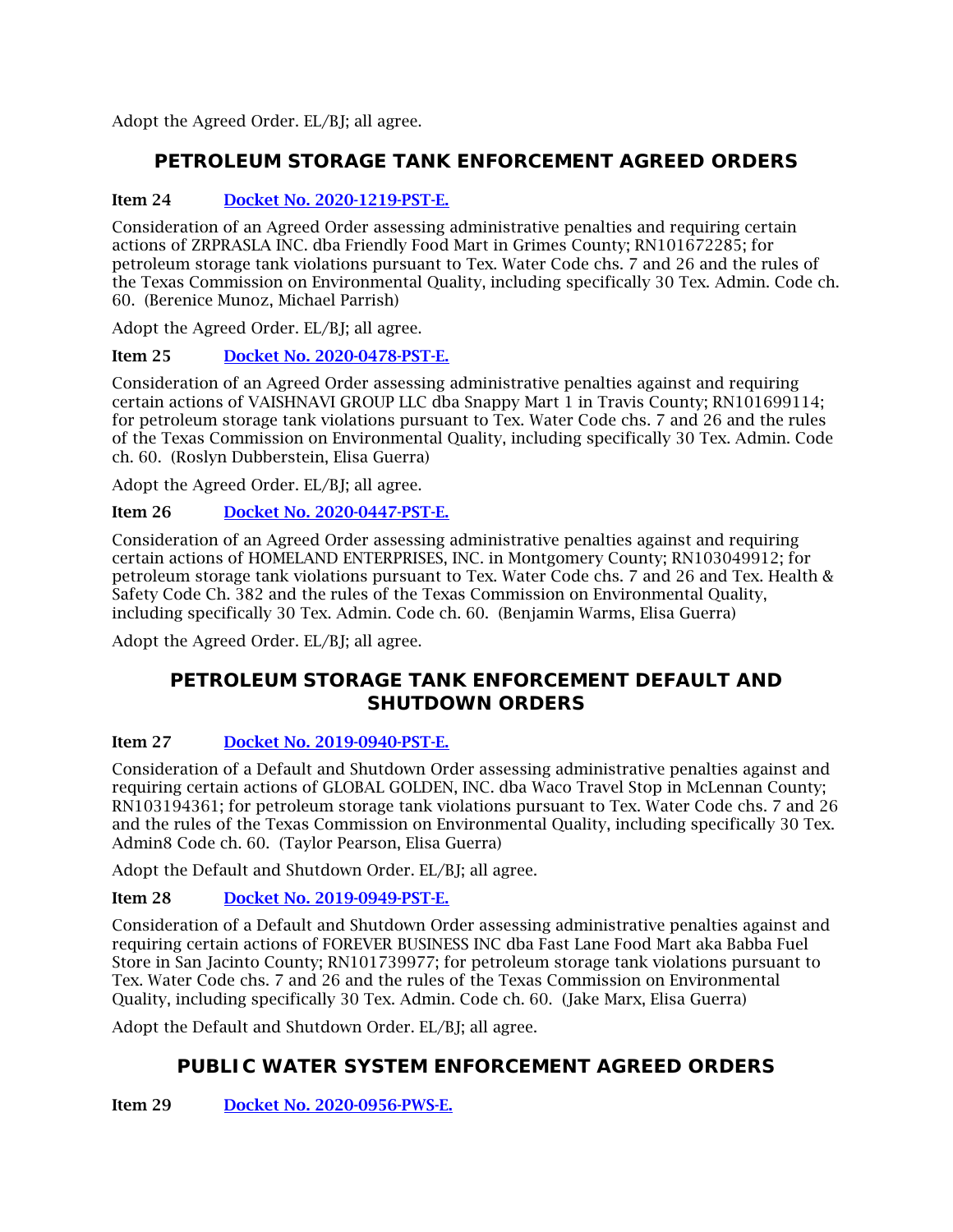Adopt the Agreed Order. EL/BJ; all agree.

## PETROLEUM STORAGE TANK ENFORCEMENT AGREED ORDERS

**Item 24** [Docket No. 2020-1219-PST-E.]

Consideration of an Agreed Order assessing administrative penalties and requiring certain actions of ZRPRASLA INC. dba Friendly Food Mart in Grimes County; RN101672285; for petroleum storage tank violations pursuant to Tex. Water Code chs. 7 and 26 and the rules of the Texas Commission on Environmental Quality, including specifically 30 Tex. Admin. Code ch. 60. (Berenice Munoz, Michael Parrish)

Adopt the Agreed Order. EL/BJ; all agree.

**Item 25** [Docket No. 2020-0478-PST-E.]

Consideration of an Agreed Order assessing administrative penalties against and requiring certain actions of VAISHNAVI GROUP LLC dba Snappy Mart 1 in Travis County; RN101699114; for petroleum storage tank violations pursuant to Tex. Water Code chs. 7 and 26 and the rules of the Texas Commission on Environmental Quality, including specifically 30 Tex. Admin. Code ch. 60. (Roslyn Dubberstein, Elisa Guerra)

Adopt the Agreed Order. EL/BJ; all agree.

**Item 26** [Docket No. 2020-0447-PST-E.]

Consideration of an Agreed Order assessing administrative penalties against and requiring certain actions of HOMELAND ENTERPRISES, INC. in Montgomery County; RN103049912; for petroleum storage tank violations pursuant to Tex. Water Code chs. 7 and 26 and Tex. Health & Safety Code Ch. 382 and the rules of the Texas Commission on Environmental Quality, including specifically 30 Tex. Admin. Code ch. 60. (Benjamin Warms, Elisa Guerra)

Adopt the Agreed Order. EL/BJ; all agree.

## PETROLEUM STORAGE TANK ENFORCEMENT DEFAULT AND SHUTDOWN ORDERS

**Item 27** [Docket No. 2019-0940-PST-E.]

Consideration of a Default and Shutdown Order assessing administrative penalties against and requiring certain actions of GLOBAL GOLDEN, INC. dba Waco Travel Stop in McLennan County; RN103194361; for petroleum storage tank violations pursuant to Tex. Water Code chs. 7 and 26 and the rules of the Texas Commission on Environmental Quality, including specifically 30 Tex. Admin8 Code ch. 60. (Taylor Pearson, Elisa Guerra)

Adopt the Default and Shutdown Order. EL/BJ; all agree.

**Item 28** [Docket No. 2019-0949-PST-E.]

Consideration of a Default and Shutdown Order assessing administrative penalties against and requiring certain actions of FOREVER BUSINESS INC dba Fast Lane Food Mart aka Babba Fuel Store in San Jacinto County; RN101739977; for petroleum storage tank violations pursuant to Tex. Water Code chs. 7 and 26 and the rules of the Texas Commission on Environmental Quality, including specifically 30 Tex. Admin. Code ch. 60. (Jake Marx, Elisa Guerra)

Adopt the Default and Shutdown Order. EL/BJ; all agree.

## PUBLIC WATER SYSTEM ENFORCEMENT AGREED ORDERS

**Item 29** [Docket No. 2020-0956-PWS-E.]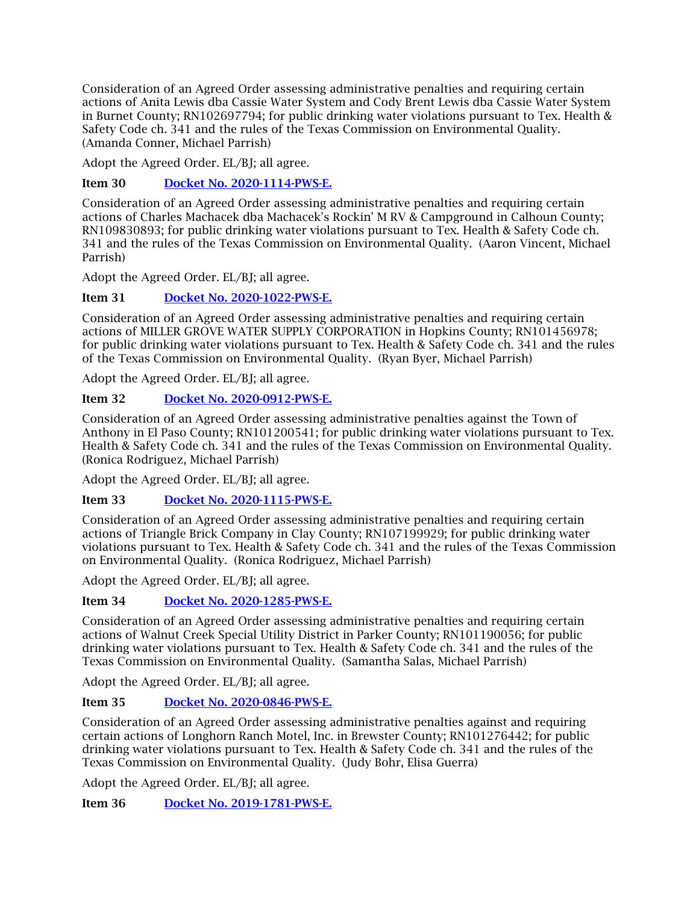Consideration of an Agreed Order assessing administrative penalties and requiring certain actions of Anita Lewis dba Cassie Water System and Cody Brent Lewis dba Cassie Water System in Burnet County; RN102697794; for public drinking water violations pursuant to Tex. Health & Safety Code ch. 341 and the rules of the Texas Commission on Environmental Quality. (Amanda Conner, Michael Parrish)

Adopt the Agreed Order. EL/BJ; all agree.

**Item 30** [Docket No. 2020-1114-PWS-E.]

Consideration of an Agreed Order assessing administrative penalties and requiring certain actions of Charles Machacek dba Machacek's Rockin' M RV & Campground in Calhoun County; RN109830893; for public drinking water violations pursuant to Tex. Health & Safety Code ch. 341 and the rules of the Texas Commission on Environmental Quality. (Aaron Vincent, Michael Parrish)

Adopt the Agreed Order. EL/BJ; all agree.

**Item 31** [Docket No. 2020-1022-PWS-E.]

Consideration of an Agreed Order assessing administrative penalties and requiring certain actions of MILLER GROVE WATER SUPPLY CORPORATION in Hopkins County; RN101456978; for public drinking water violations pursuant to Tex. Health & Safety Code ch. 341 and the rules of the Texas Commission on Environmental Quality. (Ryan Byer, Michael Parrish)

Adopt the Agreed Order. EL/BJ; all agree.

**Item 32** [Docket No. 2020-0912-PWS-E.]

Consideration of an Agreed Order assessing administrative penalties against the Town of Anthony in El Paso County; RN101200541; for public drinking water violations pursuant to Tex. Health & Safety Code ch. 341 and the rules of the Texas Commission on Environmental Quality. (Ronica Rodriguez, Michael Parrish)

Adopt the Agreed Order. EL/BJ; all agree.

**Item 33** [Docket No. 2020-1115-PWS-E.]

Consideration of an Agreed Order assessing administrative penalties and requiring certain actions of Triangle Brick Company in Clay County; RN107199929; for public drinking water violations pursuant to Tex. Health & Safety Code ch. 341 and the rules of the Texas Commission on Environmental Quality. (Ronica Rodriguez, Michael Parrish)

Adopt the Agreed Order. EL/BJ; all agree.

**Item 34** [Docket No. 2020-1285-PWS-E.]

Consideration of an Agreed Order assessing administrative penalties and requiring certain actions of Walnut Creek Special Utility District in Parker County; RN101190056; for public drinking water violations pursuant to Tex. Health & Safety Code ch. 341 and the rules of the Texas Commission on Environmental Quality. (Samantha Salas, Michael Parrish)

Adopt the Agreed Order. EL/BJ; all agree.

**Item 35** [Docket No. 2020-0846-PWS-E.]

Consideration of an Agreed Order assessing administrative penalties against and requiring certain actions of Longhorn Ranch Motel, Inc. in Brewster County; RN101276442; for public drinking water violations pursuant to Tex. Health & Safety Code ch. 341 and the rules of the Texas Commission on Environmental Quality. (Judy Bohr, Elisa Guerra)

Adopt the Agreed Order. EL/BJ; all agree.

**Item 36** [Docket No. 2019-1781-PWS-E.]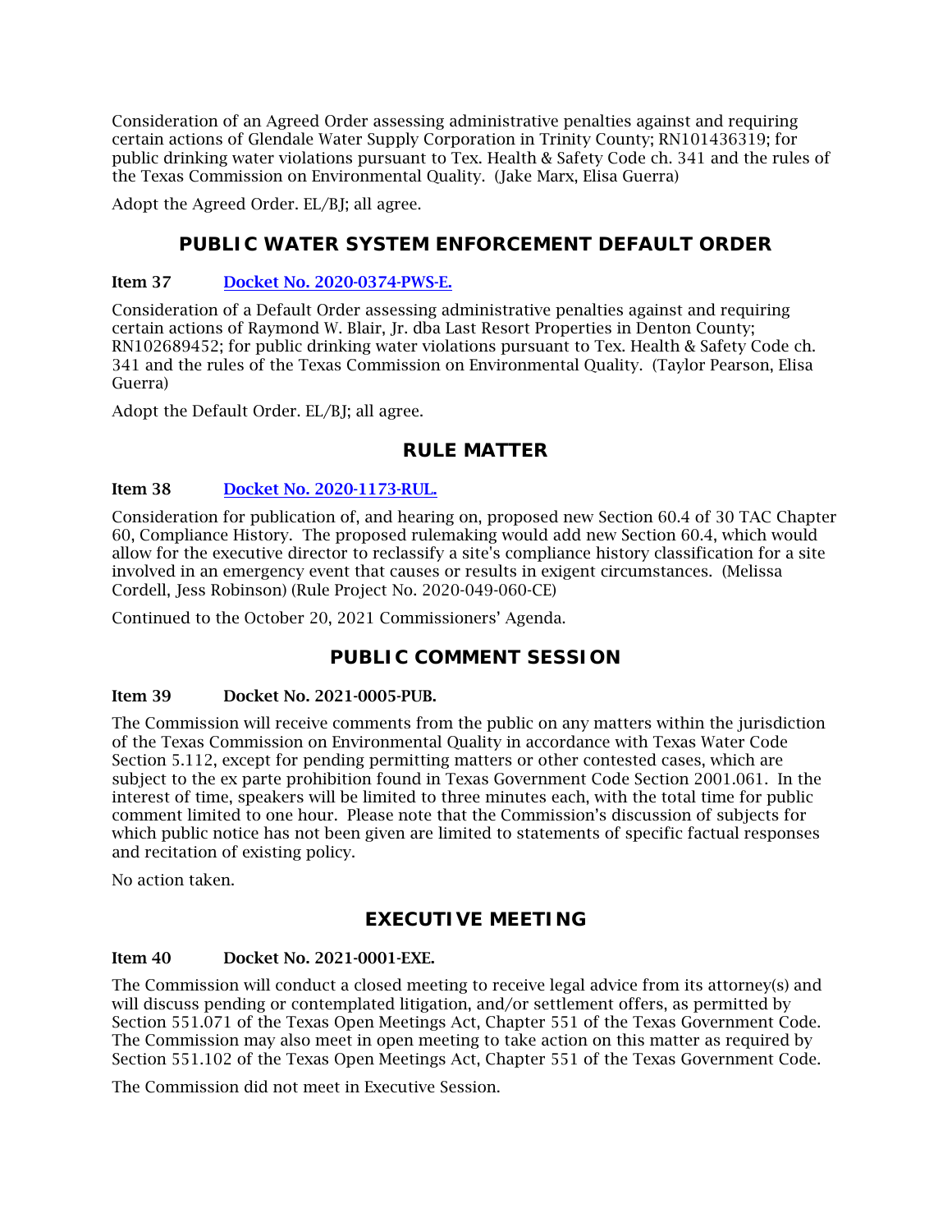Consideration of an Agreed Order assessing administrative penalties against and requiring certain actions of Glendale Water Supply Corporation in Trinity County; RN101436319; for public drinking water violations pursuant to Tex. Health & Safety Code ch. 341 and the rules of the Texas Commission on Environmental Quality. (Jake Marx, Elisa Guerra)

Adopt the Agreed Order. EL/BJ; all agree.

## PUBLIC WATER SYSTEM ENFORCEMENT DEFAULT ORDER

**Item 37** **[Docket No. 2020-0374-PWS-E.]**

Consideration of a Default Order assessing administrative penalties against and requiring certain actions of Raymond W. Blair, Jr. dba Last Resort Properties in Denton County; RN102689452; for public drinking water violations pursuant to Tex. Health & Safety Code ch. 341 and the rules of the Texas Commission on Environmental Quality. (Taylor Pearson, Elisa Guerra)

Adopt the Default Order. EL/BJ; all agree.

## RULE MATTER

**Item 38** **[Docket No. 2020-1173-RUL.]**

Consideration for publication of, and hearing on, proposed new Section 60.4 of 30 TAC Chapter 60, Compliance History. The proposed rulemaking would add new Section 60.4, which would allow for the executive director to reclassify a site's compliance history classification for a site involved in an emergency event that causes or results in exigent circumstances. (Melissa Cordell, Jess Robinson) (Rule Project No. 2020-049-060-CE)

Continued to the October 20, 2021 Commissioners' Agenda.

## PUBLIC COMMENT SESSION

**Item 39** **Docket No. 2021-0005-PUB.**

The Commission will receive comments from the public on any matters within the jurisdiction of the Texas Commission on Environmental Quality in accordance with Texas Water Code Section 5.112, except for pending permitting matters or other contested cases, which are subject to the ex parte prohibition found in Texas Government Code Section 2001.061. In the interest of time, speakers will be limited to three minutes each, with the total time for public comment limited to one hour. Please note that the Commission's discussion of subjects for which public notice has not been given are limited to statements of specific factual responses and recitation of existing policy.

No action taken.

## EXECUTIVE MEETING

**Item 40** **Docket No. 2021-0001-EXE.**

The Commission will conduct a closed meeting to receive legal advice from its attorney(s) and will discuss pending or contemplated litigation, and/or settlement offers, as permitted by Section 551.071 of the Texas Open Meetings Act, Chapter 551 of the Texas Government Code. The Commission may also meet in open meeting to take action on this matter as required by Section 551.102 of the Texas Open Meetings Act, Chapter 551 of the Texas Government Code.

The Commission did not meet in Executive Session.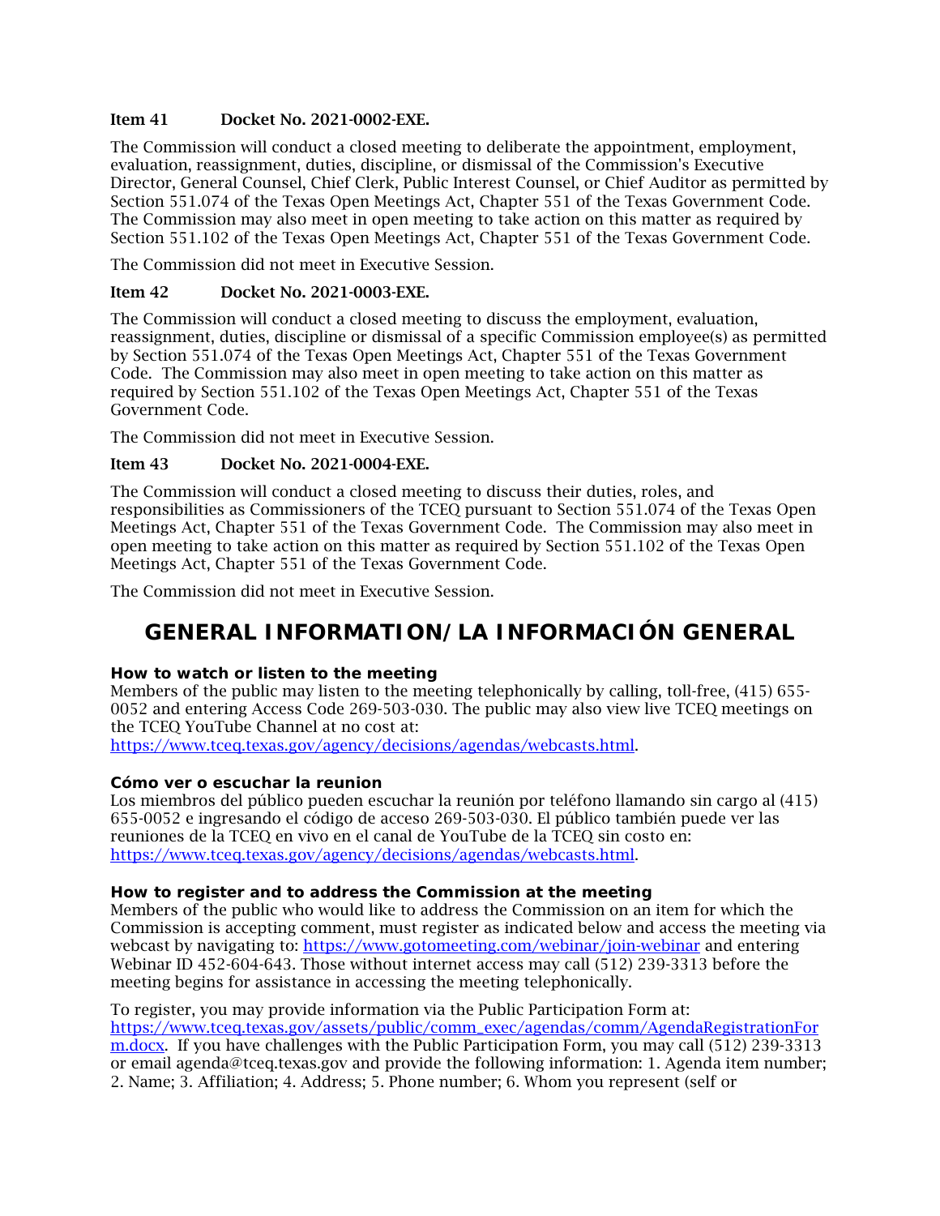**Item 41 Docket No. 2021-0002-EXE.**

The Commission will conduct a closed meeting to deliberate the appointment, employment, evaluation, reassignment, duties, discipline, or dismissal of the Commission's Executive Director, General Counsel, Chief Clerk, Public Interest Counsel, or Chief Auditor as permitted by Section 551.074 of the Texas Open Meetings Act, Chapter 551 of the Texas Government Code. The Commission may also meet in open meeting to take action on this matter as required by Section 551.102 of the Texas Open Meetings Act, Chapter 551 of the Texas Government Code.

The Commission did not meet in Executive Session.

**Item 42 Docket No. 2021-0003-EXE.**

The Commission will conduct a closed meeting to discuss the employment, evaluation, reassignment, duties, discipline or dismissal of a specific Commission employee(s) as permitted by Section 551.074 of the Texas Open Meetings Act, Chapter 551 of the Texas Government Code. The Commission may also meet in open meeting to take action on this matter as required by Section 551.102 of the Texas Open Meetings Act, Chapter 551 of the Texas Government Code.

The Commission did not meet in Executive Session.

**Item 43 Docket No. 2021-0004-EXE.**

The Commission will conduct a closed meeting to discuss their duties, roles, and responsibilities as Commissioners of the TCEQ pursuant to Section 551.074 of the Texas Open Meetings Act, Chapter 551 of the Texas Government Code. The Commission may also meet in open meeting to take action on this matter as required by Section 551.102 of the Texas Open Meetings Act, Chapter 551 of the Texas Government Code.

The Commission did not meet in Executive Session.

# GENERAL INFORMATION/LA INFORMACIÓN GENERAL

**How to watch or listen to the meeting**

Members of the public may listen to the meeting telephonically by calling, toll-free, (415) 655-0052 and entering Access Code 269-503-030. The public may also view live TCEQ meetings on the TCEQ YouTube Channel at no cost at: https://www.tceq.texas.gov/agency/decisions/agendas/webcasts.html.

**Cómo ver o escuchar la reunion**

Los miembros del público pueden escuchar la reunión por teléfono llamando sin cargo al (415) 655-0052 e ingresando el código de acceso 269-503-030. El público también puede ver las reuniones de la TCEQ en vivo en el canal de YouTube de la TCEQ sin costo en: https://www.tceq.texas.gov/agency/decisions/agendas/webcasts.html.

**How to register and to address the Commission at the meeting**

Members of the public who would like to address the Commission on an item for which the Commission is accepting comment, must register as indicated below and access the meeting via webcast by navigating to: https://www.gotomeeting.com/webinar/join-webinar and entering Webinar ID 452-604-643. Those without internet access may call (512) 239-3313 before the meeting begins for assistance in accessing the meeting telephonically.

To register, you may provide information via the Public Participation Form at: https://www.tceq.texas.gov/assets/public/comm_exec/agendas/comm/AgendaRegistrationForm.docx. If you have challenges with the Public Participation Form, you may call (512) 239-3313 or email agenda@tceq.texas.gov and provide the following information: 1. Agenda item number; 2. Name; 3. Affiliation; 4. Address; 5. Phone number; 6. Whom you represent (self or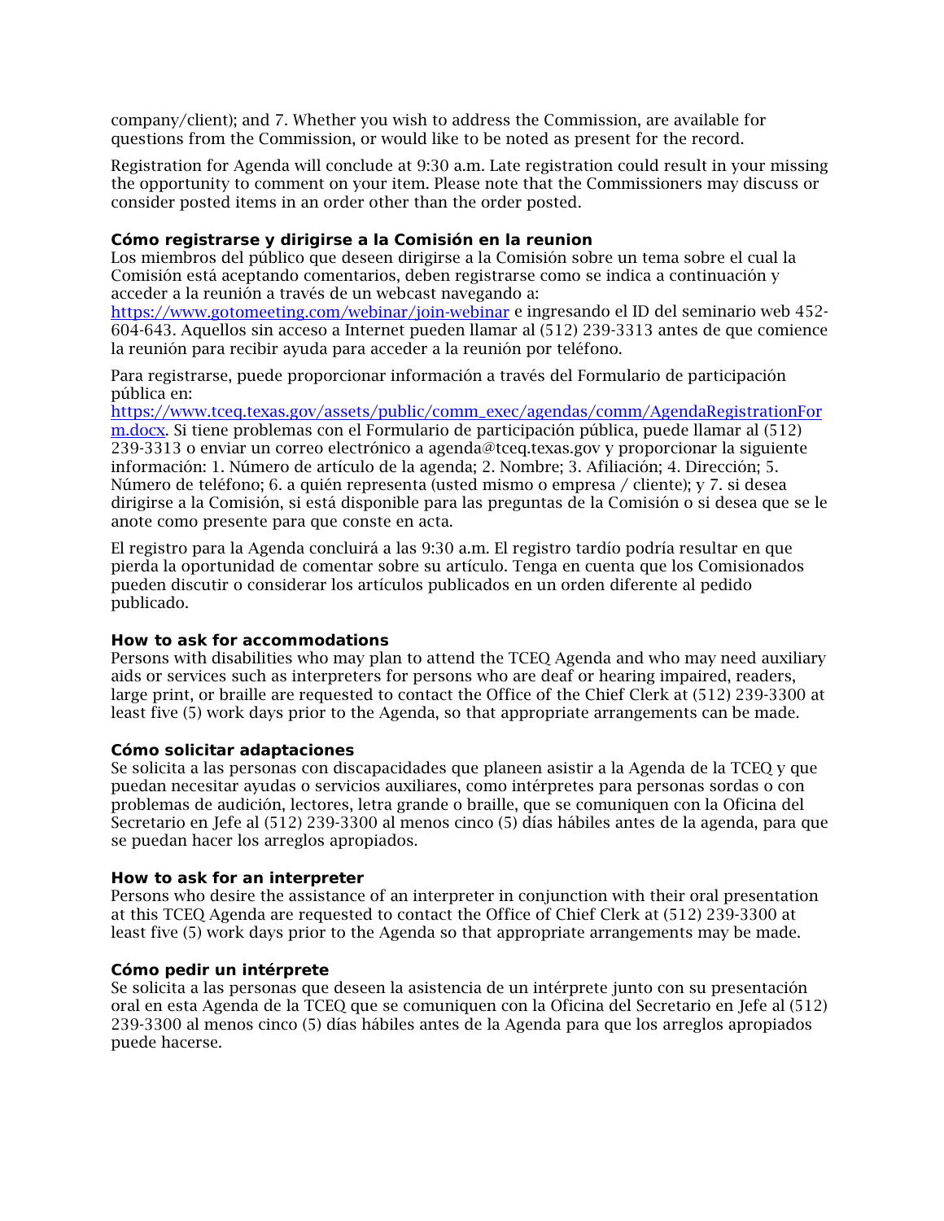company/client); and 7. Whether you wish to address the Commission, are available for questions from the Commission, or would like to be noted as present for the record.

Registration for Agenda will conclude at 9:30 a.m. Late registration could result in your missing the opportunity to comment on your item. Please note that the Commissioners may discuss or consider posted items in an order other than the order posted.

**Cómo registrarse y dirigirse a la Comisión en la reunion**
Los miembros del público que deseen dirigirse a la Comisión sobre un tema sobre el cual la Comisión está aceptando comentarios, deben registrarse como se indica a continuación y acceder a la reunión a través de un webcast navegando a: [https://www.gotomeeting.com/webinar/join-webinar](https://www.gotomeeting.com/webinar/join-webinar) e ingresando el ID del seminario web 452-604-643. Aquellos sin acceso a Internet pueden llamar al (512) 239-3313 antes de que comience la reunión para recibir ayuda para acceder a la reunión por teléfono.

Para registrarse, puede proporcionar información a través del Formulario de participación pública en: [https://www.tceq.texas.gov/assets/public/comm_exec/agendas/comm/AgendaRegistrationForm.docx](https://www.tceq.texas.gov/assets/public/comm_exec/agendas/comm/AgendaRegistrationForm.docx). Si tiene problemas con el Formulario de participación pública, puede llamar al (512) 239-3313 o enviar un correo electrónico a agenda@tceq.texas.gov y proporcionar la siguiente información: 1. Número de artículo de la agenda; 2. Nombre; 3. Afiliación; 4. Dirección; 5. Número de teléfono; 6. a quién representa (usted mismo o empresa / cliente); y 7. si desea dirigirse a la Comisión, si está disponible para las preguntas de la Comisión o si desea que se le anote como presente para que conste en acta.

El registro para la Agenda concluirá a las 9:30 a.m. El registro tardío podría resultar en que pierda la oportunidad de comentar sobre su artículo. Tenga en cuenta que los Comisionados pueden discutir o considerar los artículos publicados en un orden diferente al pedido publicado.

**How to ask for accommodations**
Persons with disabilities who may plan to attend the TCEQ Agenda and who may need auxiliary aids or services such as interpreters for persons who are deaf or hearing impaired, readers, large print, or braille are requested to contact the Office of the Chief Clerk at (512) 239-3300 at least five (5) work days prior to the Agenda, so that appropriate arrangements can be made.

**Cómo solicitar adaptaciones**
Se solicita a las personas con discapacidades que planeen asistir a la Agenda de la TCEQ y que puedan necesitar ayudas o servicios auxiliares, como intérpretes para personas sordas o con problemas de audición, lectores, letra grande o braille, que se comuniquen con la Oficina del Secretario en Jefe al (512) 239-3300 al menos cinco (5) días hábiles antes de la agenda, para que se puedan hacer los arreglos apropiados.

**How to ask for an interpreter**
Persons who desire the assistance of an interpreter in conjunction with their oral presentation at this TCEQ Agenda are requested to contact the Office of Chief Clerk at (512) 239-3300 at least five (5) work days prior to the Agenda so that appropriate arrangements may be made.

**Cómo pedir un intérprete**
Se solicita a las personas que deseen la asistencia de un intérprete junto con su presentación oral en esta Agenda de la TCEQ que se comuniquen con la Oficina del Secretario en Jefe al (512) 239-3300 al menos cinco (5) días hábiles antes de la Agenda para que los arreglos apropiados puede hacerse.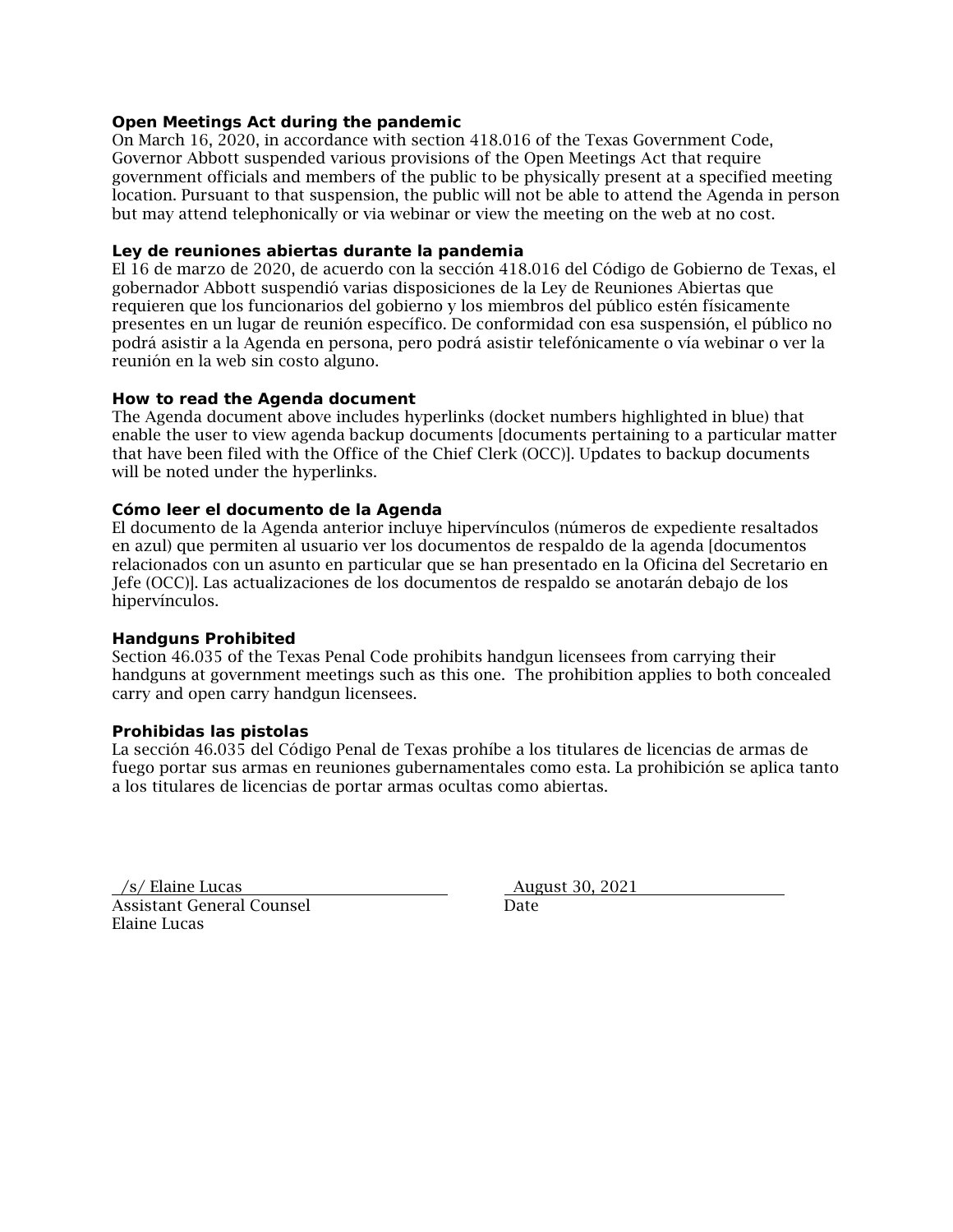**Open Meetings Act during the pandemic**
On March 16, 2020, in accordance with section 418.016 of the Texas Government Code, Governor Abbott suspended various provisions of the Open Meetings Act that require government officials and members of the public to be physically present at a specified meeting location. Pursuant to that suspension, the public will not be able to attend the Agenda in person but may attend telephonically or via webinar or view the meeting on the web at no cost.

**Ley de reuniones abiertas durante la pandemia**
El 16 de marzo de 2020, de acuerdo con la sección 418.016 del Código de Gobierno de Texas, el gobernador Abbott suspendió varias disposiciones de la Ley de Reuniones Abiertas que requieren que los funcionarios del gobierno y los miembros del público estén físicamente presentes en un lugar de reunión específico. De conformidad con esa suspensión, el público no podrá asistir a la Agenda en persona, pero podrá asistir telefónicamente o vía webinar o ver la reunión en la web sin costo alguno.

**How to read the Agenda document**
The Agenda document above includes hyperlinks (docket numbers highlighted in blue) that enable the user to view agenda backup documents [documents pertaining to a particular matter that have been filed with the Office of the Chief Clerk (OCC)]. Updates to backup documents will be noted under the hyperlinks.

**Cómo leer el documento de la Agenda**
El documento de la Agenda anterior incluye hipervínculos (números de expediente resaltados en azul) que permiten al usuario ver los documentos de respaldo de la agenda [documentos relacionados con un asunto en particular que se han presentado en la Oficina del Secretario en Jefe (OCC)]. Las actualizaciones de los documentos de respaldo se anotarán debajo de los hipervínculos.

**Handguns Prohibited**
Section 46.035 of the Texas Penal Code prohibits handgun licensees from carrying their handguns at government meetings such as this one. The prohibition applies to both concealed carry and open carry handgun licensees.

**Prohibidas las pistolas**
La sección 46.035 del Código Penal de Texas prohíbe a los titulares de licencias de armas de fuego portar sus armas en reuniones gubernamentales como esta. La prohibición se aplica tanto a los titulares de licencias de portar armas ocultas como abiertas.

/s/ Elaine Lucas
Assistant General Counsel
Elaine Lucas

August 30, 2021
Date